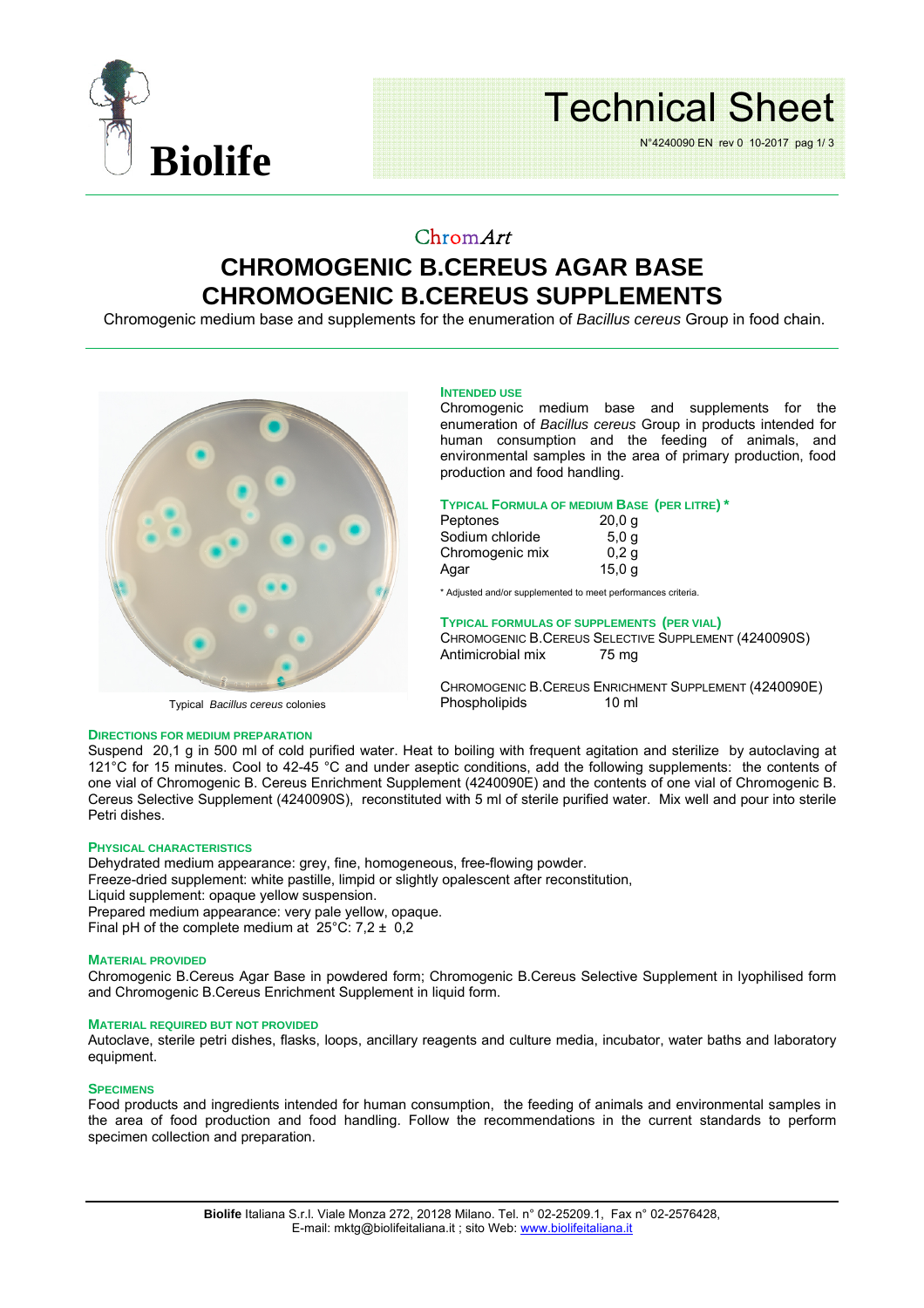ChromArt

# CHROMOGENIC B.CEREUS AGAR BASE
# CHROMOGENIC B.CEREUS SUPPLEMENTS

Chromogenic medium base and supplements for the enumeration of *Bacillus cereus* Group in food chain.

Typical *Bacillus cereus* colonies

## INTENDED USE

Chromogenic medium base and supplements for the enumeration of *Bacillus cereus* Group in products intended for human consumption and the feeding of animals, and environmental samples in the area of primary production, food production and food handling.

## TYPICAL FORMULA OF MEDIUM BASE (PER LITRE) *

| | |
|---|---|
| Peptones | 20,0 g |
| Sodium chloride | 5,0 g |
| Chromogenic mix | 0,2 g |
| Agar | 15,0 g |

\* Adjusted and/or supplemented to meet performances criteria.

## TYPICAL FORMULAS OF SUPPLEMENTS (PER VIAL)

CHROMOGENIC B.CEREUS SELECTIVE SUPPLEMENT (4240090S)

| | |
|---|---|
| Antimicrobial mix | 75 mg |

CHROMOGENIC B.CEREUS ENRICHMENT SUPPLEMENT (4240090E)

| | |
|---|---|
| Phospholipids | 10 ml |

## DIRECTIONS FOR MEDIUM PREPARATION

Suspend 20,1 g in 500 ml of cold purified water. Heat to boiling with frequent agitation and sterilize by autoclaving at 121°C for 15 minutes. Cool to 42-45 °C and under aseptic conditions, add the following supplements: the contents of one vial of Chromogenic B. Cereus Enrichment Supplement (4240090E) and the contents of one vial of Chromogenic B. Cereus Selective Supplement (4240090S), reconstituted with 5 ml of sterile purified water. Mix well and pour into sterile Petri dishes.

## PHYSICAL CHARACTERISTICS

Dehydrated medium appearance: grey, fine, homogeneous, free-flowing powder.
Freeze-dried supplement: white pastille, limpid or slightly opalescent after reconstitution,
Liquid supplement: opaque yellow suspension.
Prepared medium appearance: very pale yellow, opaque.
Final pH of the complete medium at 25°C: 7,2 ± 0,2

## MATERIAL PROVIDED

Chromogenic B.Cereus Agar Base in powdered form; Chromogenic B.Cereus Selective Supplement in lyophilised form and Chromogenic B.Cereus Enrichment Supplement in liquid form.

## MATERIAL REQUIRED BUT NOT PROVIDED

Autoclave, sterile petri dishes, flasks, loops, ancillary reagents and culture media, incubator, water baths and laboratory equipment.

## SPECIMENS

Food products and ingredients intended for human consumption, the feeding of animals and environmental samples in the area of food production and food handling. Follow the recommendations in the current standards to perform specimen collection and preparation.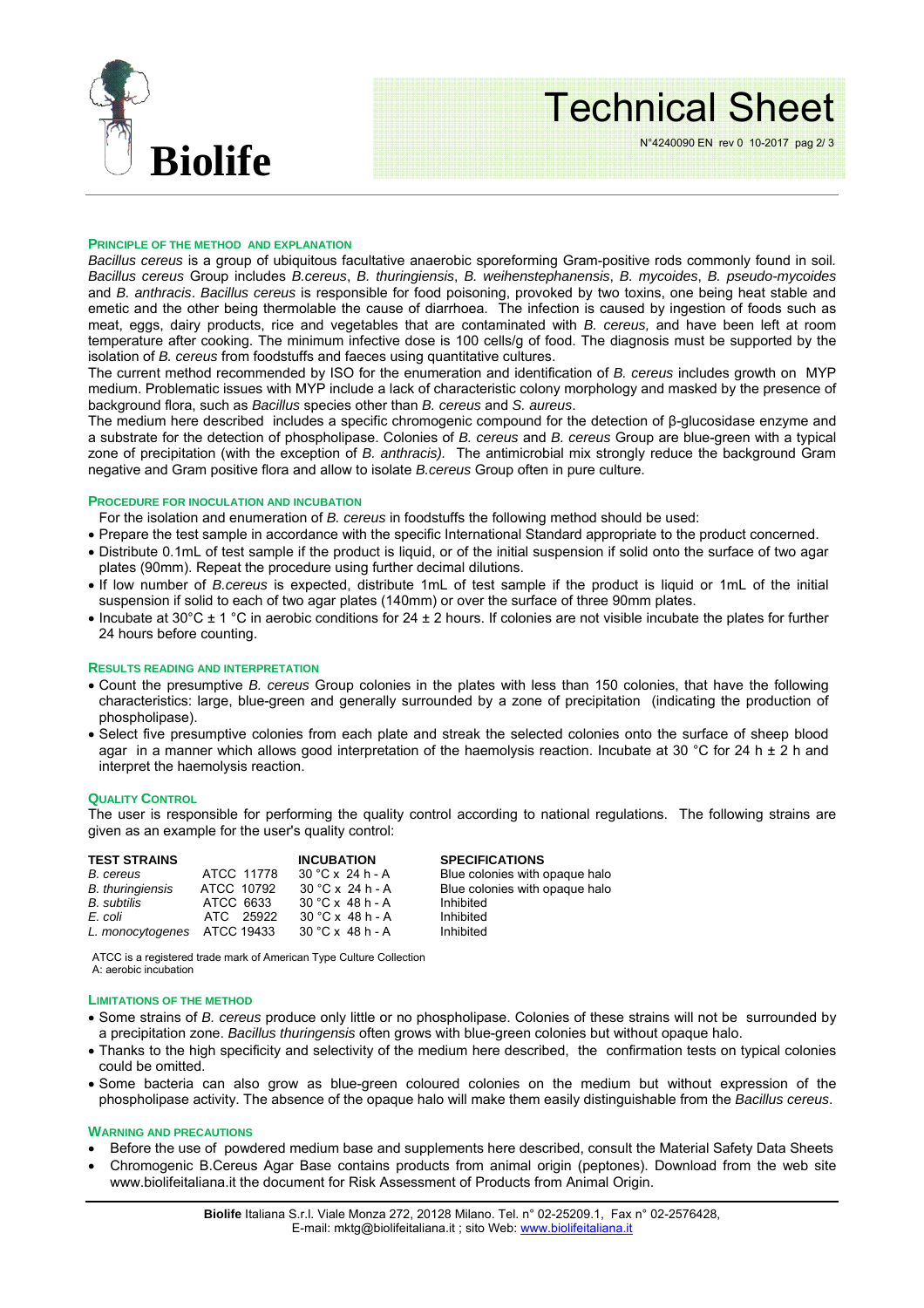## Principle of the method and explanation

*Bacillus cereus* is a group of ubiquitous facultative anaerobic sporeforming Gram-positive rods commonly found in soil. *Bacillus cereus* Group includes *B.cereus*, *B. thuringiensis*, *B. weihenstephanensis*, *B. mycoides*, *B. pseudo-mycoides* and *B. anthracis*. *Bacillus cereus* is responsible for food poisoning, provoked by two toxins, one being heat stable and emetic and the other being thermolable the cause of diarrhoea. The infection is caused by ingestion of foods such as meat, eggs, dairy products, rice and vegetables that are contaminated with *B. cereus,* and have been left at room temperature after cooking. The minimum infective dose is 100 cells/g of food. The diagnosis must be supported by the isolation of *B. cereus* from foodstuffs and faeces using quantitative cultures.

The current method recommended by ISO for the enumeration and identification of *B. cereus* includes growth on MYP medium. Problematic issues with MYP include a lack of characteristic colony morphology and masked by the presence of background flora, such as *Bacillus* species other than *B. cereus* and *S. aureus*.

The medium here described includes a specific chromogenic compound for the detection of β-glucosidase enzyme and a substrate for the detection of phospholipase. Colonies of *B. cereus* and *B. cereus* Group are blue-green with a typical zone of precipitation (with the exception of *B. anthracis).* The antimicrobial mix strongly reduce the background Gram negative and Gram positive flora and allow to isolate *B.cereus* Group often in pure culture.

## Procedure for inoculation and incubation

For the isolation and enumeration of *B. cereus* in foodstuffs the following method should be used:

- Prepare the test sample in accordance with the specific International Standard appropriate to the product concerned.
- Distribute 0.1mL of test sample if the product is liquid, or of the initial suspension if solid onto the surface of two agar plates (90mm). Repeat the procedure using further decimal dilutions.
- If low number of *B.cereus* is expected, distribute 1mL of test sample if the product is liquid or 1mL of the initial suspension if solid to each of two agar plates (140mm) or over the surface of three 90mm plates.
- Incubate at 30°C ± 1 °C in aerobic conditions for 24 ± 2 hours. If colonies are not visible incubate the plates for further 24 hours before counting.

## Results reading and interpretation

- Count the presumptive *B. cereus* Group colonies in the plates with less than 150 colonies, that have the following characteristics: large, blue-green and generally surrounded by a zone of precipitation (indicating the production of phospholipase).
- Select five presumptive colonies from each plate and streak the selected colonies onto the surface of sheep blood agar in a manner which allows good interpretation of the haemolysis reaction. Incubate at 30 °C for 24 h ± 2 h and interpret the haemolysis reaction.

## Quality Control

The user is responsible for performing the quality control according to national regulations. The following strains are given as an example for the user's quality control:

| TEST STRAINS | | INCUBATION | SPECIFICATIONS |
|---|---|---|---|
| *B. cereus* | ATCC 11778 | 30 °C x 24 h - A | Blue colonies with opaque halo |
| *B. thuringiensis* | ATCC 10792 | 30 °C x 24 h - A | Blue colonies with opaque halo |
| *B. subtilis* | ATCC 6633 | 30 °C x 48 h - A | Inhibited |
| *E. coli* | ATC 25922 | 30 °C x 48 h - A | Inhibited |
| *L. monocytogenes* | ATCC 19433 | 30 °C x 48 h - A | Inhibited |

ATCC is a registered trade mark of American Type Culture Collection
A: aerobic incubation

## Limitations of the method

- Some strains of *B. cereus* produce only little or no phospholipase. Colonies of these strains will not be surrounded by a precipitation zone. *Bacillus thuringensis* often grows with blue-green colonies but without opaque halo.
- Thanks to the high specificity and selectivity of the medium here described, the confirmation tests on typical colonies could be omitted.
- Some bacteria can also grow as blue-green coloured colonies on the medium but without expression of the phospholipase activity. The absence of the opaque halo will make them easily distinguishable from the *Bacillus cereus*.

## Warning and precautions

- Before the use of powdered medium base and supplements here described, consult the Material Safety Data Sheets
- Chromogenic B.Cereus Agar Base contains products from animal origin (peptones). Download from the web site www.biolifeitaliana.it the document for Risk Assessment of Products from Animal Origin.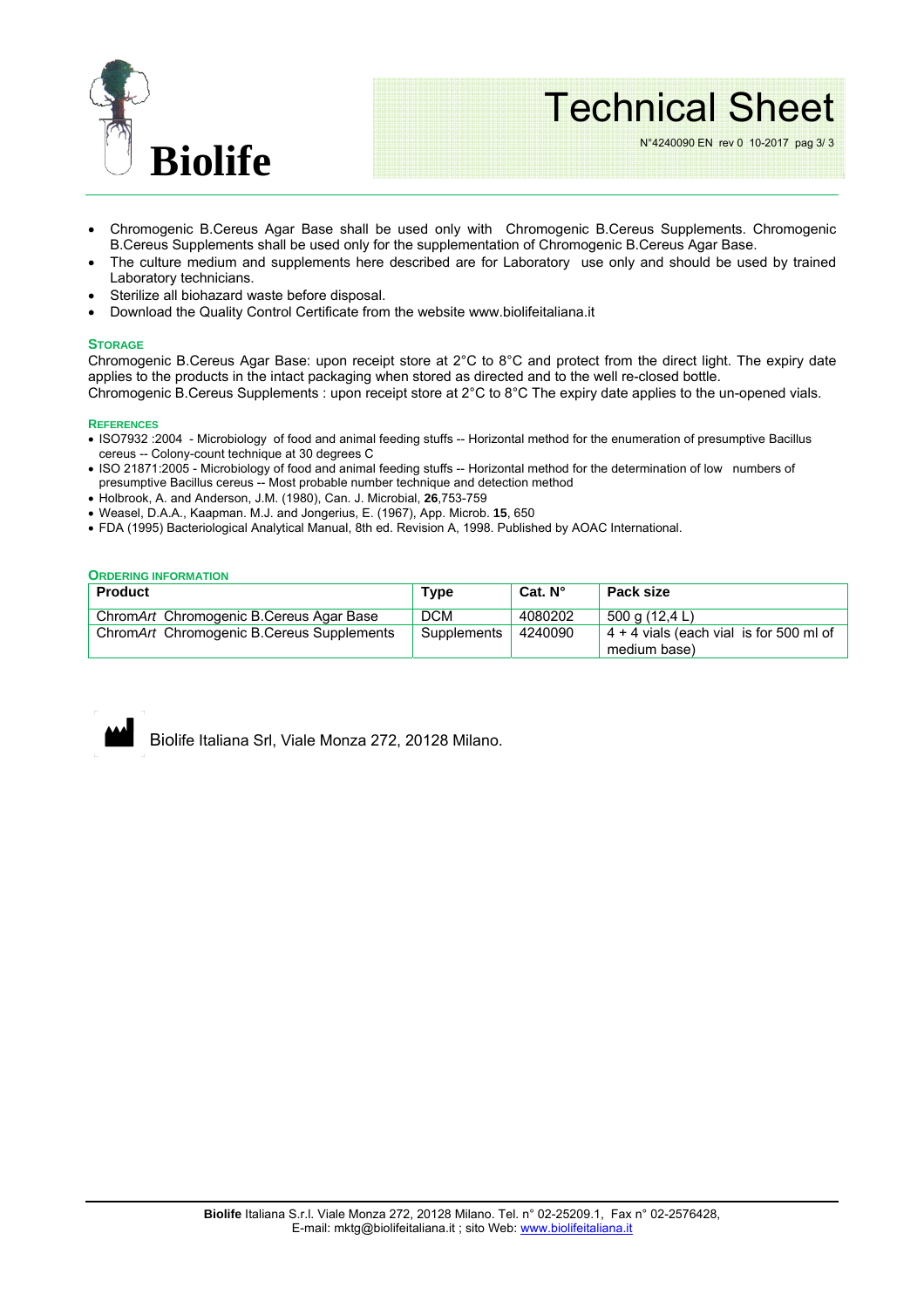- Chromogenic B.Cereus Agar Base shall be used only with Chromogenic B.Cereus Supplements. Chromogenic B.Cereus Supplements shall be used only for the supplementation of Chromogenic B.Cereus Agar Base.
- The culture medium and supplements here described are for Laboratory use only and should be used by trained Laboratory technicians.
- Sterilize all biohazard waste before disposal.
- Download the Quality Control Certificate from the website www.biolifeitaliana.it

## STORAGE

Chromogenic B.Cereus Agar Base: upon receipt store at 2°C to 8°C and protect from the direct light. The expiry date applies to the products in the intact packaging when stored as directed and to the well re-closed bottle.
Chromogenic B.Cereus Supplements : upon receipt store at 2°C to 8°C The expiry date applies to the un-opened vials.

## REFERENCES

- ISO7932 :2004 - Microbiology of food and animal feeding stuffs -- Horizontal method for the enumeration of presumptive Bacillus cereus -- Colony-count technique at 30 degrees C
- ISO 21871:2005 - Microbiology of food and animal feeding stuffs -- Horizontal method for the determination of low numbers of presumptive Bacillus cereus -- Most probable number technique and detection method
- Holbrook, A. and Anderson, J.M. (1980), Can. J. Microbial, **26**,753-759
- Weasel, D.A.A., Kaapman. M.J. and Jongerius, E. (1967), App. Microb. **15**, 650
- FDA (1995) Bacteriological Analytical Manual, 8th ed. Revision A, 1998. Published by AOAC International.

## ORDERING INFORMATION

| Product | Type | Cat. N° | Pack size |
|---|---|---|---|
| Chrom*Art* Chromogenic B.Cereus Agar Base | DCM | 4080202 | 500 g (12,4 L) |
| Chrom*Art* Chromogenic B.Cereus Supplements | Supplements | 4240090 | 4 + 4 vials (each vial is for 500 ml of medium base) |

Biolife Italiana Srl, Viale Monza 272, 20128 Milano.